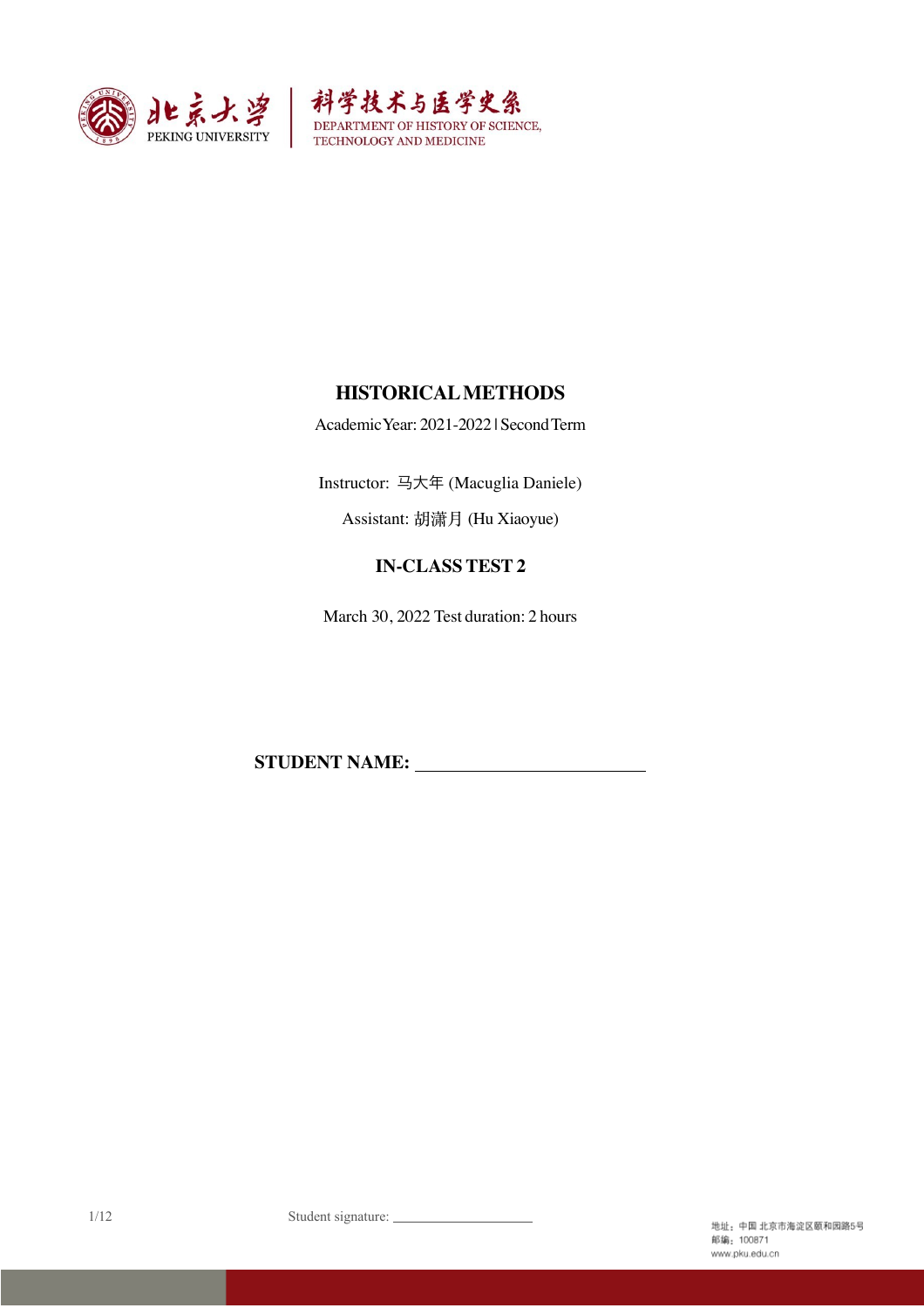北京大学 PEKING UNIVERSITY | 科学技术与医学史系 DEPARTMENT OF HISTORY OF SCIENCE, TECHNOLOGY AND MEDICINE

# HISTORICAL METHODS

Academic Year: 2021-2022 | Second Term

Instructor: 马大年 (Macuglia Daniele)

Assistant: 胡潇月 (Hu Xiaoyue)

## IN-CLASS TEST 2

March 30, 2022 Test duration: 2 hours

**STUDENT NAME:** ____________________________

Student signature: ____________________

地址：中国 北京市海淀区颐和园路5号
邮编：100871
www.pku.edu.cn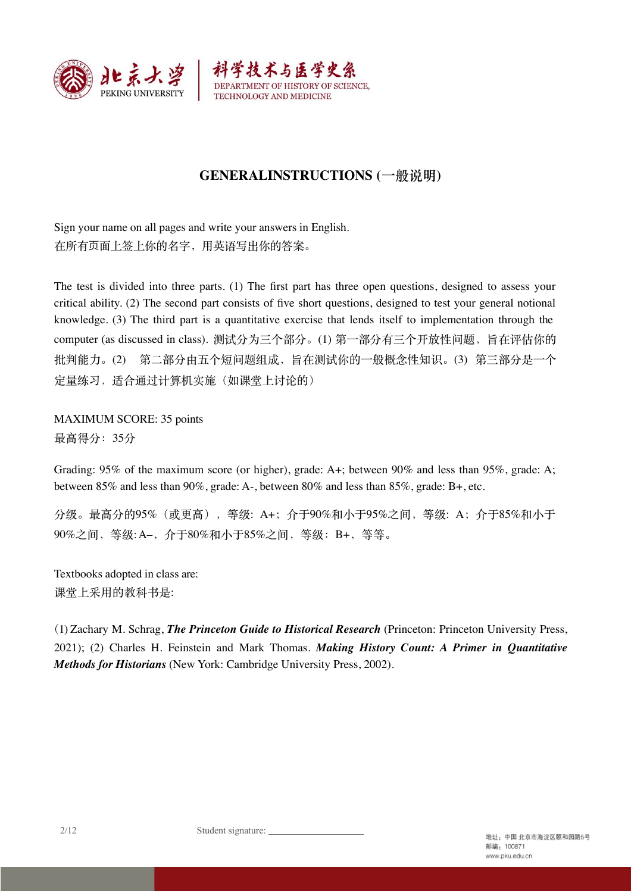## GENERALINSTRUCTIONS (一般说明)

Sign your name on all pages and write your answers in English.
在所有页面上签上你的名字，用英语写出你的答案。

The test is divided into three parts. (1) The first part has three open questions, designed to assess your critical ability. (2) The second part consists of five short questions, designed to test your general notional knowledge. (3) The third part is a quantitative exercise that lends itself to implementation through the computer (as discussed in class). 测试分为三个部分。(1) 第一部分有三个开放性问题，旨在评估你的批判能力。(2)　第二部分由五个短问题组成，旨在测试你的一般概念性知识。(3)　第三部分是一个定量练习，适合通过计算机实施（如课堂上讨论的）

MAXIMUM SCORE: 35 points
最高得分：35分

Grading: 95% of the maximum score (or higher), grade: A+; between 90% and less than 95%, grade: A; between 85% and less than 90%, grade: A-, between 80% and less than 85%, grade: B+, etc.

分级。最高分的95%（或更高），等级: A+；介于90%和小于95%之间，等级: A；介于85%和小于90%之间，等级: A–，介于80%和小于85%之间，等级：B+，等等。

Textbooks adopted in class are:
课堂上采用的教科书是:

(1) Zachary M. Schrag, ***The Princeton Guide to Historical Research*** (Princeton: Princeton University Press, 2021); (2) Charles H. Feinstein and Mark Thomas. ***Making History Count: A Primer in Quantitative Methods for Historians*** (New York: Cambridge University Press, 2002).

Student signature: ____________________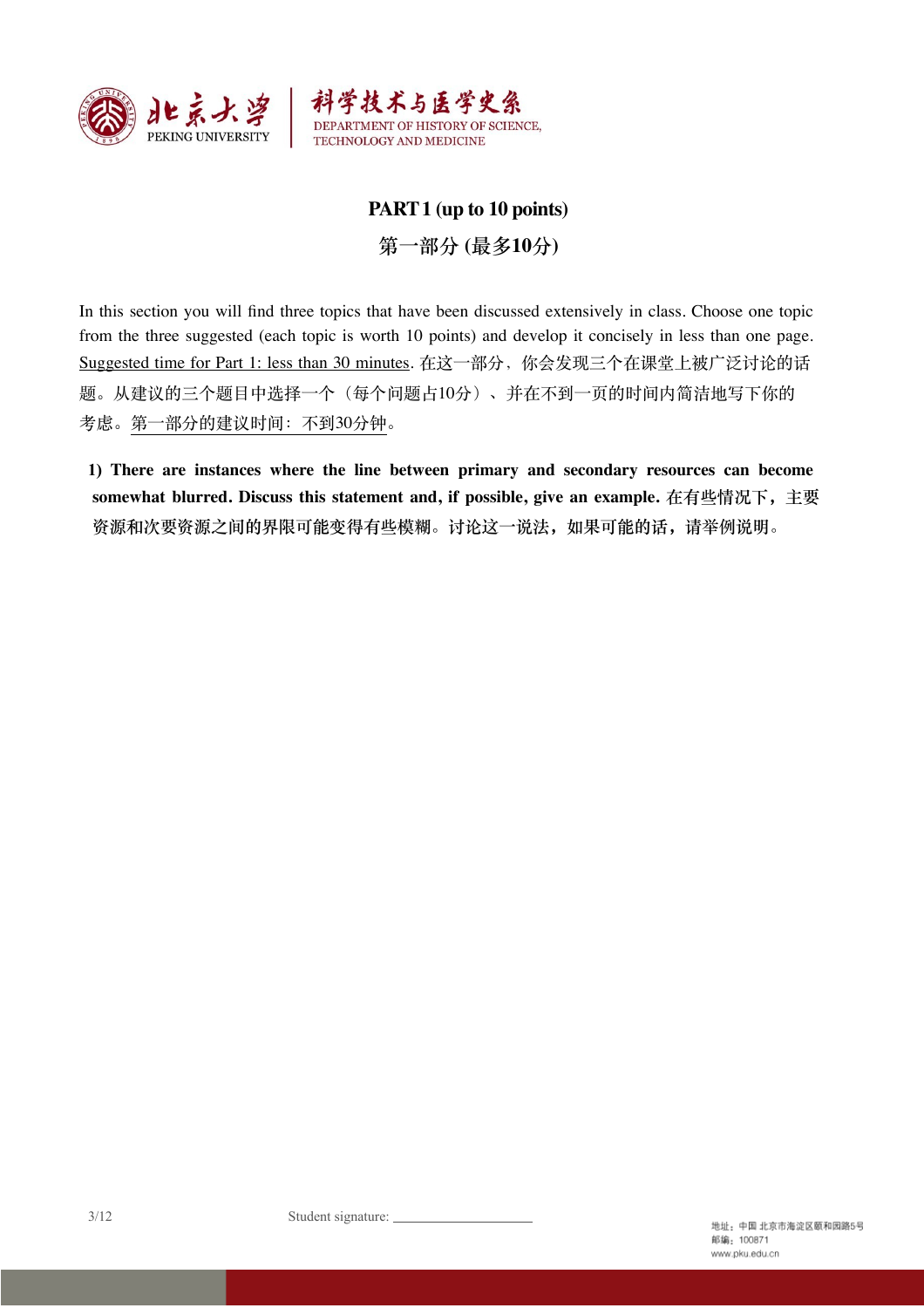## PART 1 (up to 10 points)

## 第一部分 (最多10分)

In this section you will find three topics that have been discussed extensively in class. Choose one topic from the three suggested (each topic is worth 10 points) and develop it concisely in less than one page. Suggested time for Part 1: less than 30 minutes. 在这一部分，你会发现三个在课堂上被广泛讨论的话题。从建议的三个题目中选择一个（每个问题占10分）、并在不到一页的时间内简洁地写下你的考虑。第一部分的建议时间：不到30分钟。

**1) There are instances where the line between primary and secondary resources can become somewhat blurred. Discuss this statement and, if possible, give an example.** 在有些情况下，主要资源和次要资源之间的界限可能变得有些模糊。讨论这一说法，如果可能的话，请举例说明。

Student signature: ____________________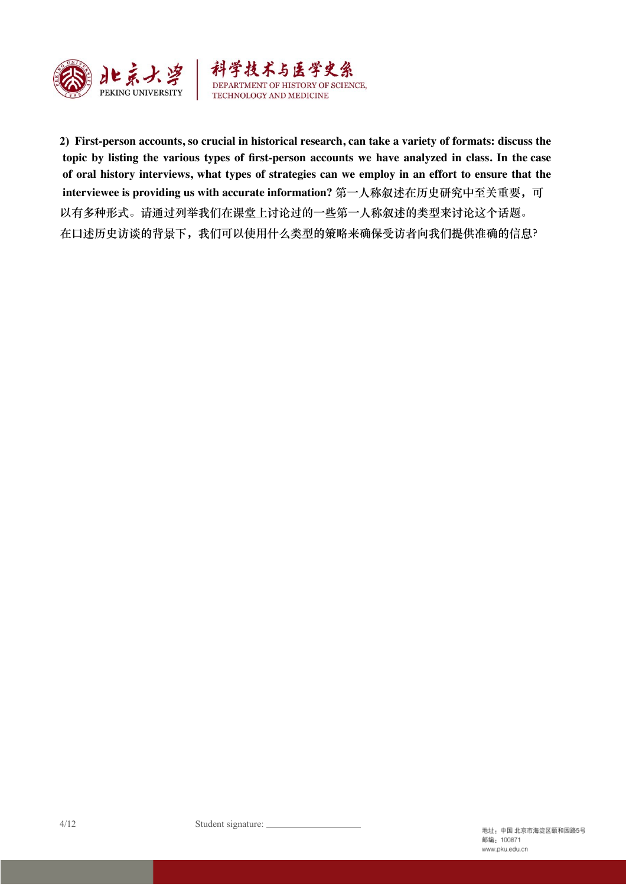**2) First-person accounts, so crucial in historical research, can take a variety of formats: discuss the topic by listing the various types of first-person accounts we have analyzed in class. In the case of oral history interviews, what types of strategies can we employ in an effort to ensure that the interviewee is providing us with accurate information?** 第一人称叙述在历史研究中至关重要，可以有多种形式。请通过列举我们在课堂上讨论过的一些第一人称叙述的类型来讨论这个话题。在口述历史访谈的背景下，我们可以使用什么类型的策略来确保受访者向我们提供准确的信息?

Student signature: ____________________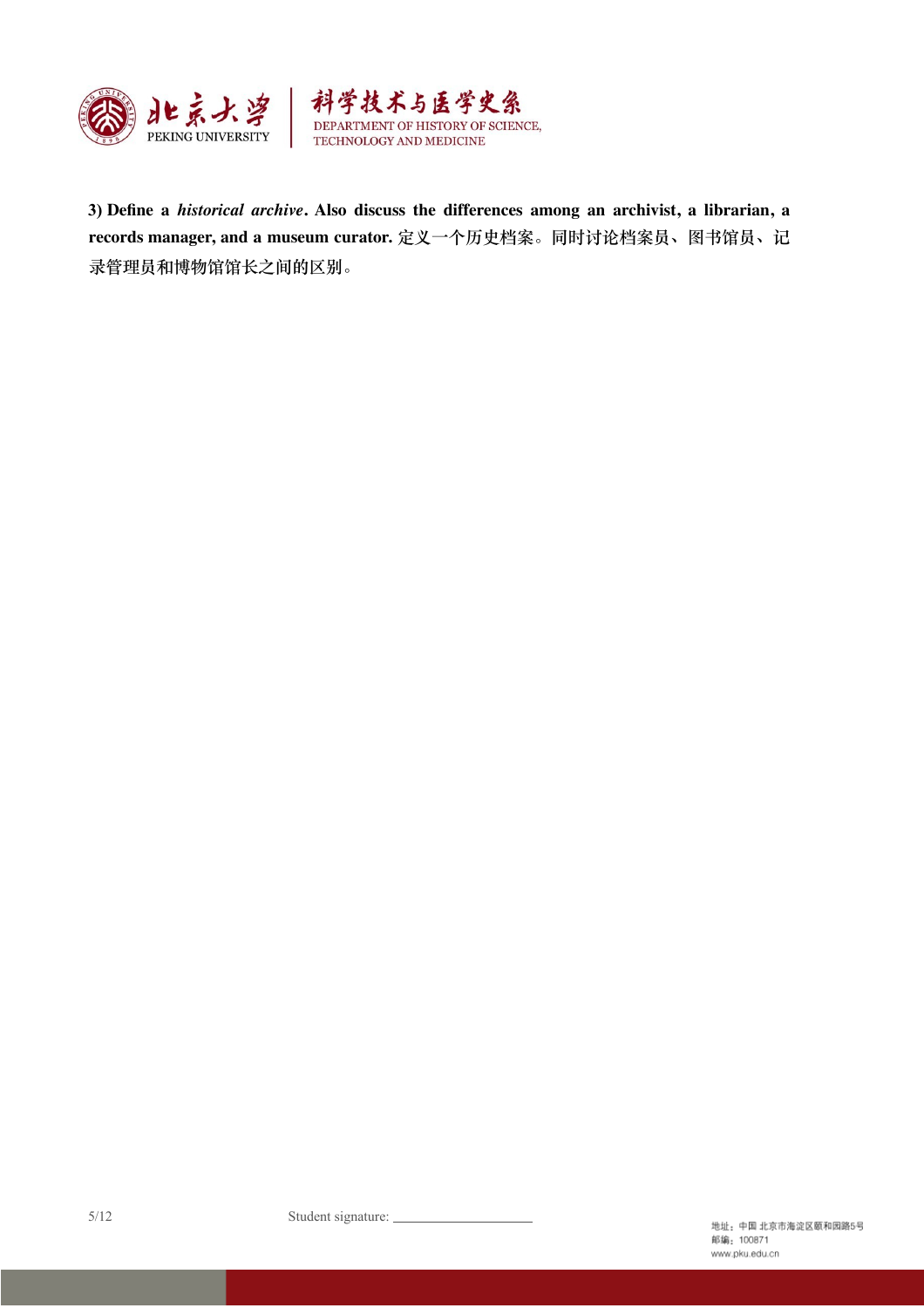**3) Define a *historical archive*. Also discuss the differences among an archivist, a librarian, a records manager, and a museum curator.** 定义一个历史档案。同时讨论档案员、图书馆员、记录管理员和博物馆馆长之间的区别。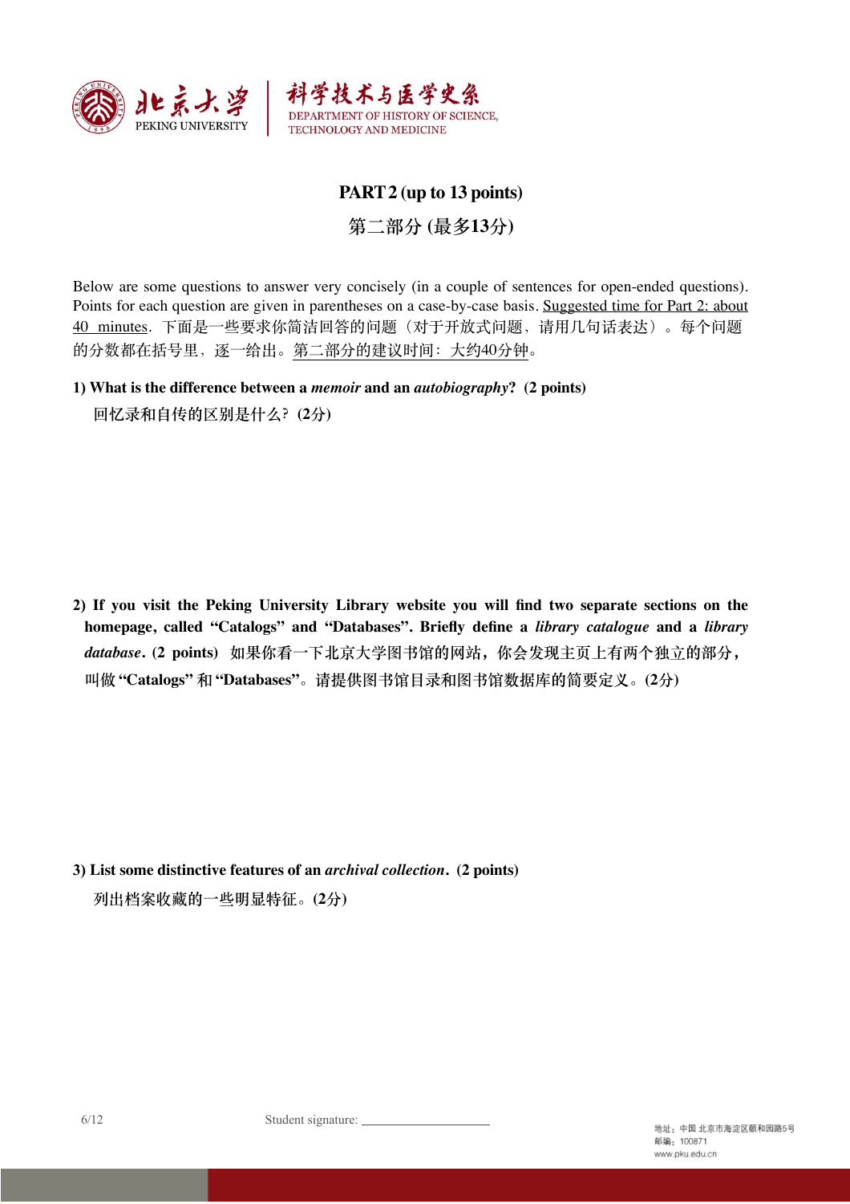## PART 2 (up to 13 points)

## 第二部分 (最多13分)

Below are some questions to answer very concisely (in a couple of sentences for open-ended questions). Points for each question are given in parentheses on a case-by-case basis. Suggested time for Part 2: about 40 minutes. 下面是一些要求你简洁回答的问题（对于开放式问题，请用几句话表达）。每个问题的分数都在括号里，逐一给出。第二部分的建议时间：大约40分钟。

**1) What is the difference between a *memoir* and an *autobiography*? (2 points)**

**回忆录和自传的区别是什么？(2分)**

**2) If you visit the Peking University Library website you will find two separate sections on the homepage, called "Catalogs" and "Databases". Briefly define a *library catalogue* and a *library database*. (2 points)** 如果你看一下北京大学图书馆的网站，你会发现主页上有两个独立的部分，叫做 "Catalogs" 和 "Databases"。请提供图书馆目录和图书馆数据库的简要定义。**(2分)**

**3) List some distinctive features of an *archival collection*. (2 points)**

**列出档案收藏的一些明显特征。(2分)**

Student signature: ____________________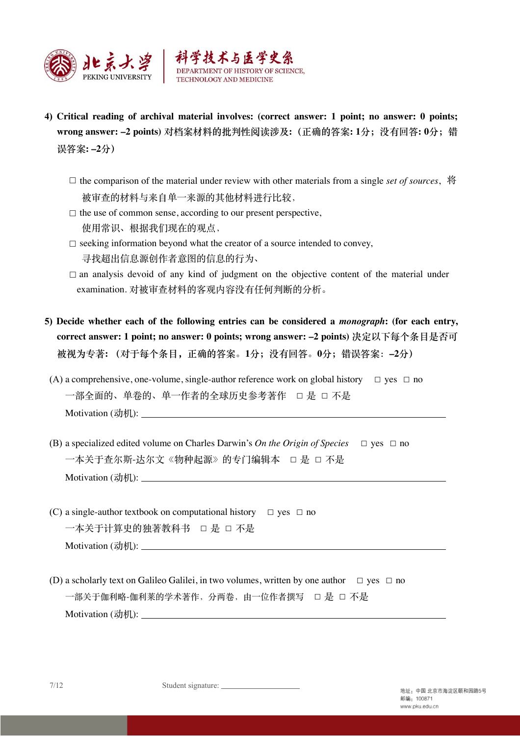**4) Critical reading of archival material involves: (correct answer: 1 point; no answer: 0 points; wrong answer: –2 points) 对档案材料的批判性阅读涉及:（正确的答案: 1分；没有回答: 0分；错误答案: –2分）**

- ☐ the comparison of the material under review with other materials from a single *set of sources*，将被审查的材料与来自单一来源的其他材料进行比较，
- ☐ the use of common sense, according to our present perspective，使用常识、根据我们现在的观点，
- ☐ seeking information beyond what the creator of a source intended to convey，寻找超出信息源创作者意图的信息的行为、
- ☐ an analysis devoid of any kind of judgment on the objective content of the material under examination. 对被审查材料的客观内容没有任何判断的分析。

**5) Decide whether each of the following entries can be considered a *monograph*: (for each entry, correct answer: 1 point; no answer: 0 points; wrong answer: –2 points) 决定以下每个条目是否可被视为专著:（对于每个条目，正确的答案。1分；没有回答。0分；错误答案：–2分）**

(A) a comprehensive, one-volume, single-author reference work on global history ☐ yes ☐ no
一部全面的、单卷的、单一作者的全球历史参考著作 ☐ 是 ☐ 不是
Motivation (动机): ____________________

(B) a specialized edited volume on Charles Darwin's *On the Origin of Species* ☐ yes ☐ no
一本关于查尔斯-达尔文《物种起源》的专门编辑本 ☐ 是 ☐ 不是
Motivation (动机): ____________________

(C) a single-author textbook on computational history ☐ yes ☐ no
一本关于计算史的独著教科书 ☐ 是 ☐ 不是
Motivation (动机): ____________________

(D) a scholarly text on Galileo Galilei, in two volumes, written by one author ☐ yes ☐ no
一部关于伽利略-伽利莱的学术著作，分两卷，由一位作者撰写 ☐ 是 ☐ 不是
Motivation (动机): ____________________

Student signature: ____________________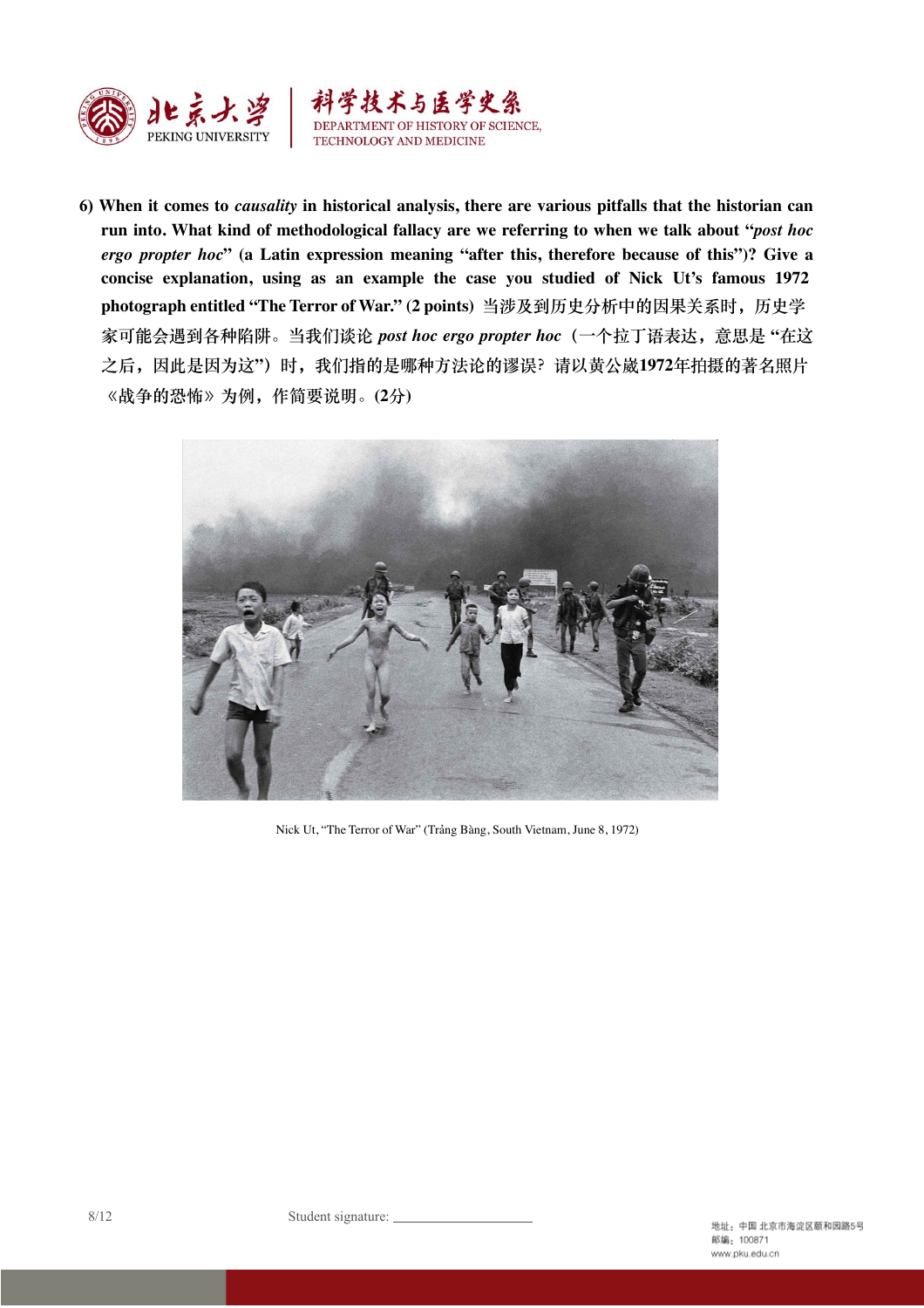**6) When it comes to *causality* in historical analysis, there are various pitfalls that the historian can run into. What kind of methodological fallacy are we referring to when we talk about "*post hoc ergo propter hoc*" (a Latin expression meaning "after this, therefore because of this")? Give a concise explanation, using as an example the case you studied of Nick Ut's famous 1972 photograph entitled "The Terror of War." (2 points)** 当涉及到历史分析中的因果关系时，历史学家可能会遇到各种陷阱。当我们谈论 ***post hoc ergo propter hoc***（一个拉丁语表达，意思是"在这之后，因此是因为这"）时，我们指的是哪种方法论的谬误？请以黄公崴**1972**年拍摄的著名照片《战争的恐怖》为例，作简要说明。**(2分)**

Nick Ut, "The Terror of War" (Trảng Bàng, South Vietnam, June 8, 1972)

Student signature: ____________________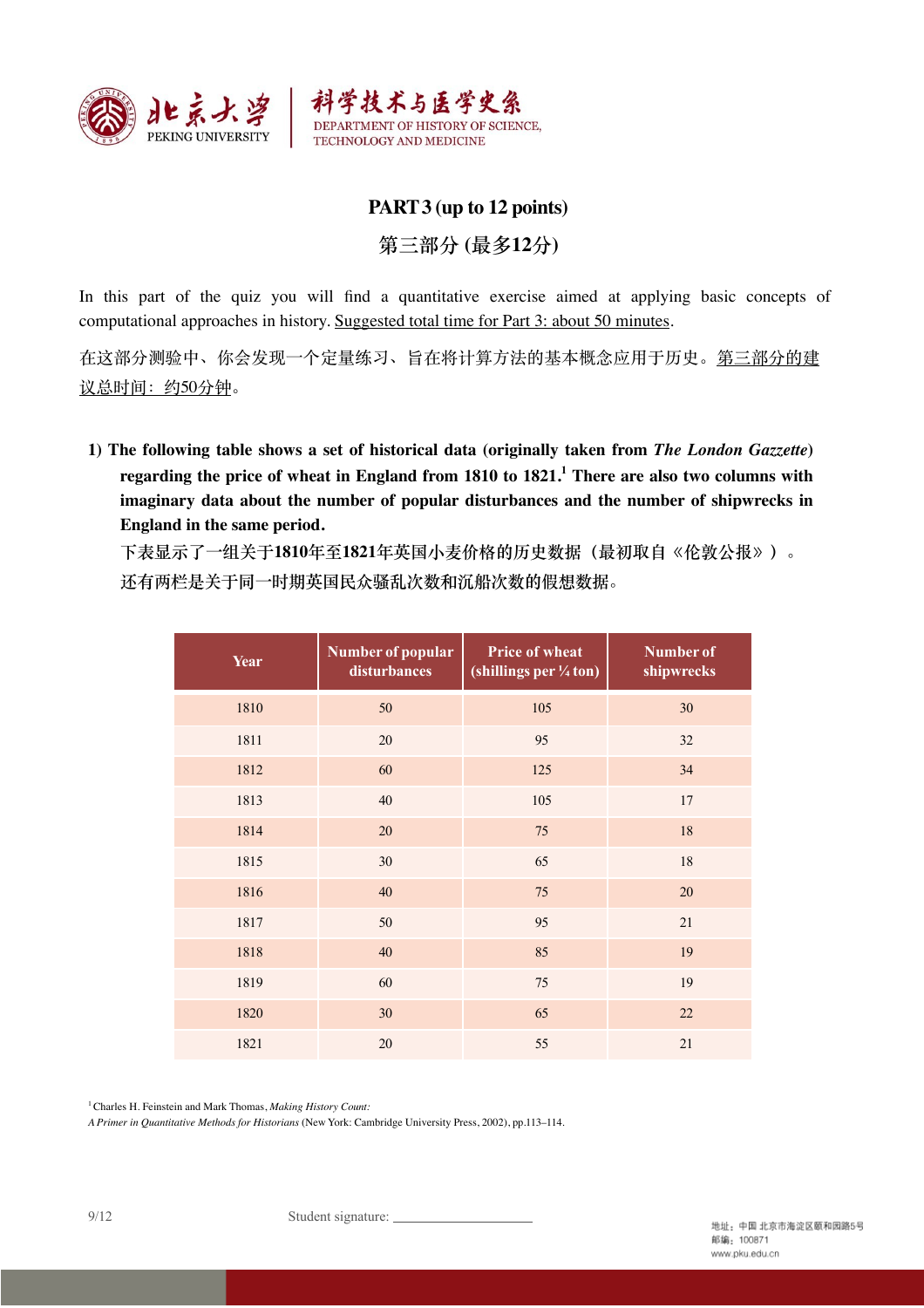## PART 3 (up to 12 points)

## 第三部分 (最多12分)

In this part of the quiz you will find a quantitative exercise aimed at applying basic concepts of computational approaches in history. Suggested total time for Part 3: about 50 minutes.

在这部分测验中、你会发现一个定量练习、旨在将计算方法的基本概念应用于历史。第三部分的建议总时间：约50分钟。

**1) The following table shows a set of historical data (originally taken from *The London Gazette*) regarding the price of wheat in England from 1810 to 1821.[1] There are also two columns with imaginary data about the number of popular disturbances and the number of shipwrecks in England in the same period.**

下表显示了一组关于**1810**年至**1821**年英国小麦价格的历史数据（最初取自《伦敦公报》）。还有两栏是关于同一时期英国民众骚乱次数和沉船次数的假想数据。

| Year | Number of popular disturbances | Price of wheat (shillings per ¼ ton) | Number of shipwrecks |
|---|---|---|---|
| 1810 | 50 | 105 | 30 |
| 1811 | 20 | 95 | 32 |
| 1812 | 60 | 125 | 34 |
| 1813 | 40 | 105 | 17 |
| 1814 | 20 | 75 | 18 |
| 1815 | 30 | 65 | 18 |
| 1816 | 40 | 75 | 20 |
| 1817 | 50 | 95 | 21 |
| 1818 | 40 | 85 | 19 |
| 1819 | 60 | 75 | 19 |
| 1820 | 30 | 65 | 22 |
| 1821 | 20 | 55 | 21 |

[1] Charles H. Feinstein and Mark Thomas, *Making History Count: A Primer in Quantitative Methods for Historians* (New York: Cambridge University Press, 2002), pp.113–114.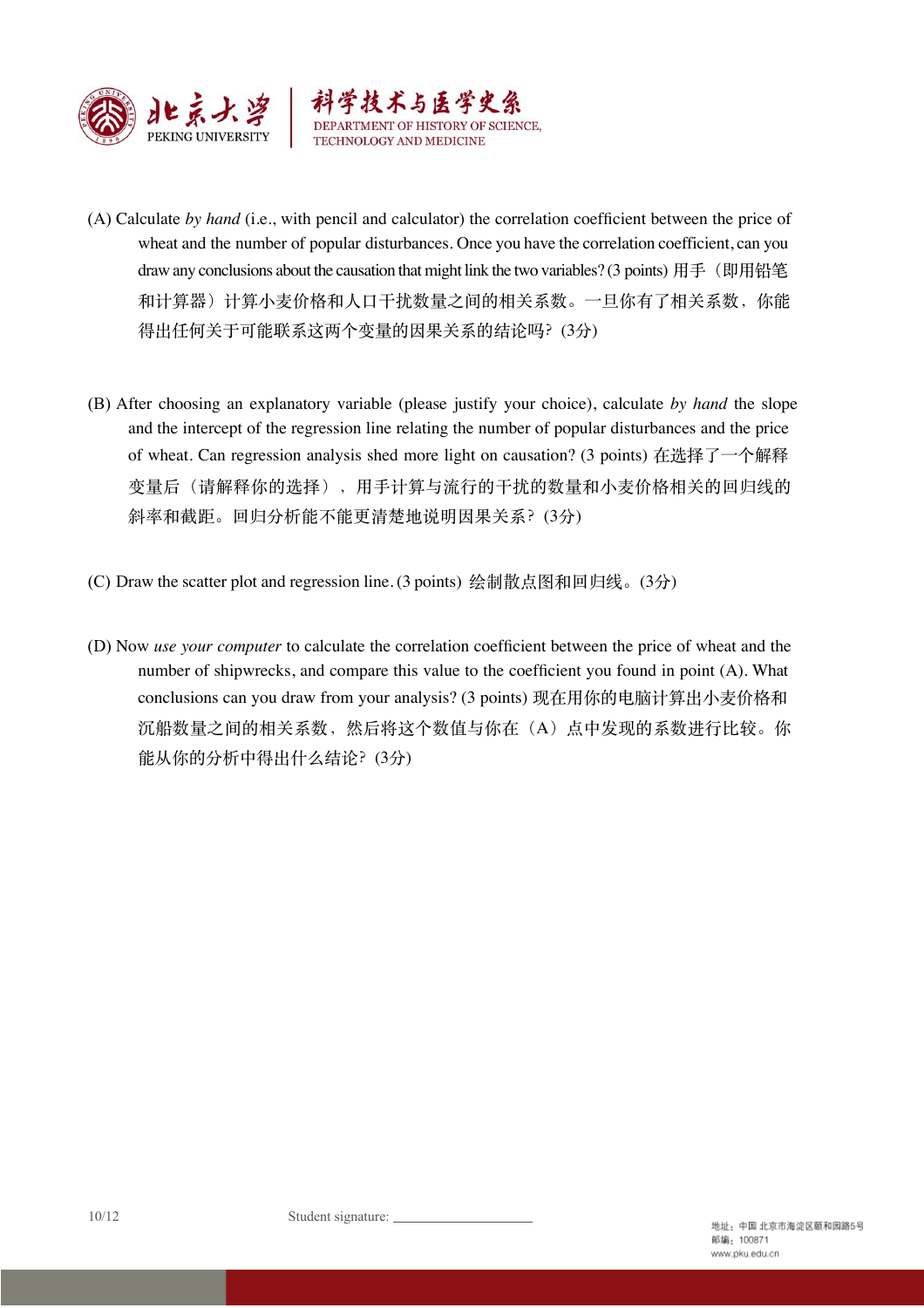(A) Calculate *by hand* (i.e., with pencil and calculator) the correlation coefficient between the price of wheat and the number of popular disturbances. Once you have the correlation coefficient, can you draw any conclusions about the causation that might link the two variables? (3 points) 用手（即用铅笔和计算器）计算小麦价格和人口干扰数量之间的相关系数。一旦你有了相关系数，你能得出任何关于可能联系这两个变量的因果关系的结论吗? (3分)

(B) After choosing an explanatory variable (please justify your choice), calculate *by hand* the slope and the intercept of the regression line relating the number of popular disturbances and the price of wheat. Can regression analysis shed more light on causation? (3 points) 在选择了一个解释变量后（请解释你的选择），用手计算与流行的干扰的数量和小麦价格相关的回归线的斜率和截距。回归分析能不能更清楚地说明因果关系? (3分)

(C) Draw the scatter plot and regression line. (3 points) 绘制散点图和回归线。(3分)

(D) Now *use your computer* to calculate the correlation coefficient between the price of wheat and the number of shipwrecks, and compare this value to the coefficient you found in point (A). What conclusions can you draw from your analysis? (3 points) 现在用你的电脑计算出小麦价格和沉船数量之间的相关系数，然后将这个数值与你在（A）点中发现的系数进行比较。你能从你的分析中得出什么结论? (3分)

Student signature: ____________________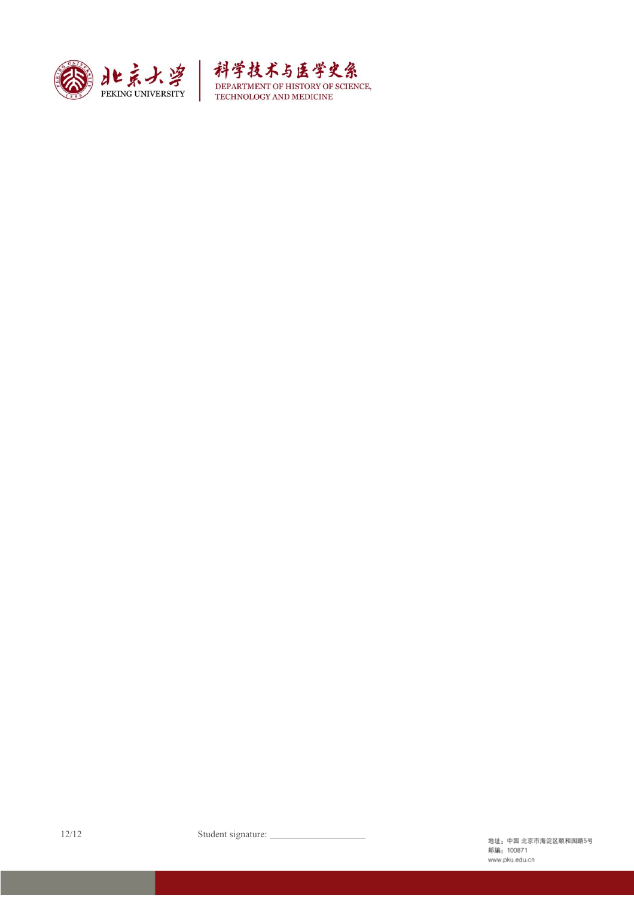Student signature: ____________________